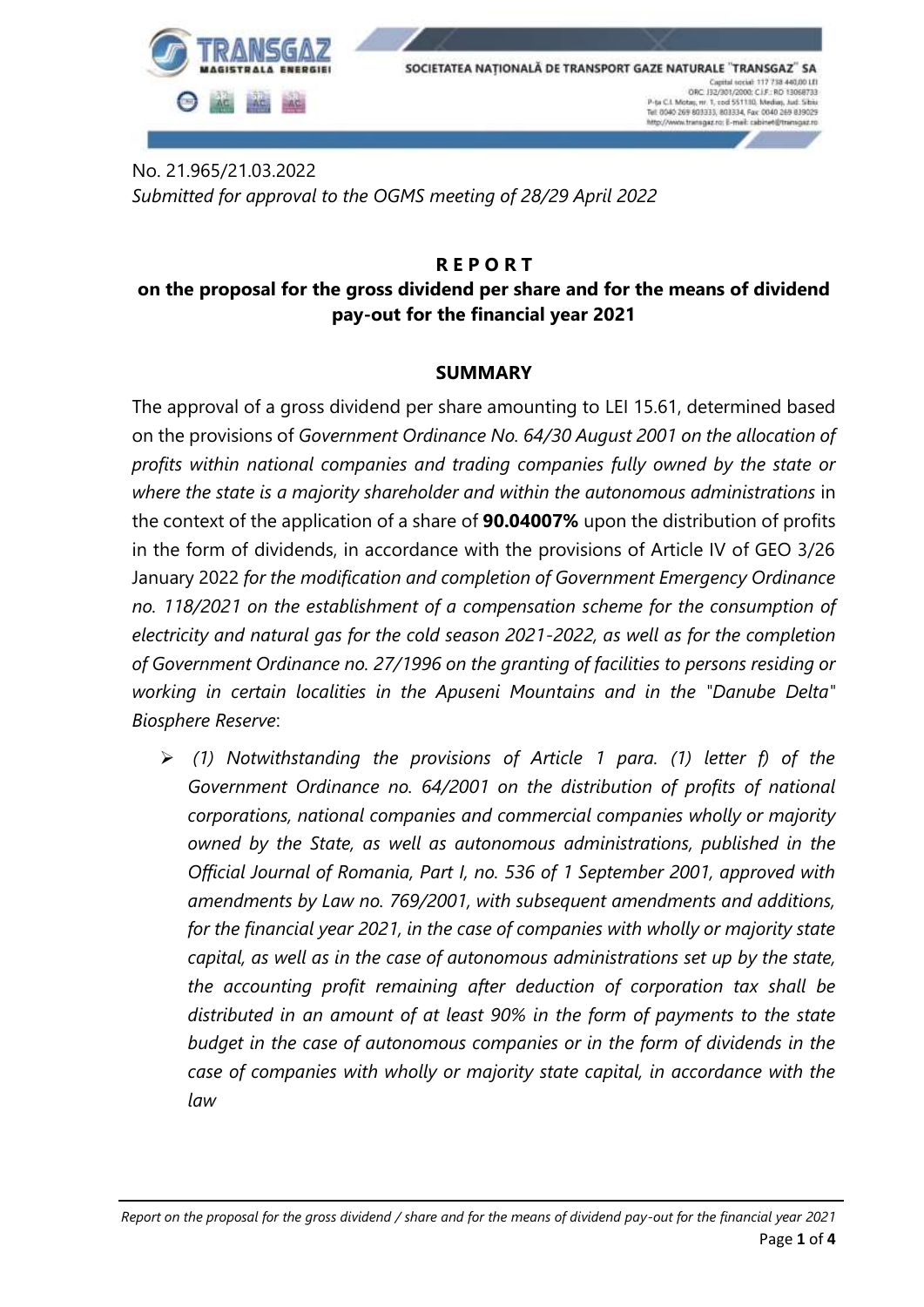No. 21.965/21.03.2022
*Submitted for approval to the OGMS meeting of 28/29 April 2022*

# R E P O R T
## on the proposal for the gross dividend per share and for the means of dividend pay-out for the financial year 2021

### SUMMARY

The approval of a gross dividend per share amounting to LEI 15.61, determined based on the provisions of *Government Ordinance No. 64/30 August 2001 on the allocation of profits within national companies and trading companies fully owned by the state or where the state is a majority shareholder and within the autonomous administrations* in the context of the application of a share of **90.04007%** upon the distribution of profits in the form of dividends, in accordance with the provisions of Article IV of GEO 3/26 January 2022 *for the modification and completion of Government Emergency Ordinance no. 118/2021 on the establishment of a compensation scheme for the consumption of electricity and natural gas for the cold season 2021-2022, as well as for the completion of Government Ordinance no. 27/1996 on the granting of facilities to persons residing or working in certain localities in the Apuseni Mountains and in the "Danube Delta" Biosphere Reserve*:

- *(1) Notwithstanding the provisions of Article 1 para. (1) letter f) of the Government Ordinance no. 64/2001 on the distribution of profits of national corporations, national companies and commercial companies wholly or majority owned by the State, as well as autonomous administrations, published in the Official Journal of Romania, Part I, no. 536 of 1 September 2001, approved with amendments by Law no. 769/2001, with subsequent amendments and additions, for the financial year 2021, in the case of companies with wholly or majority state capital, as well as in the case of autonomous administrations set up by the state, the accounting profit remaining after deduction of corporation tax shall be distributed in an amount of at least 90% in the form of payments to the state budget in the case of autonomous companies or in the form of dividends in the case of companies with wholly or majority state capital, in accordance with the law*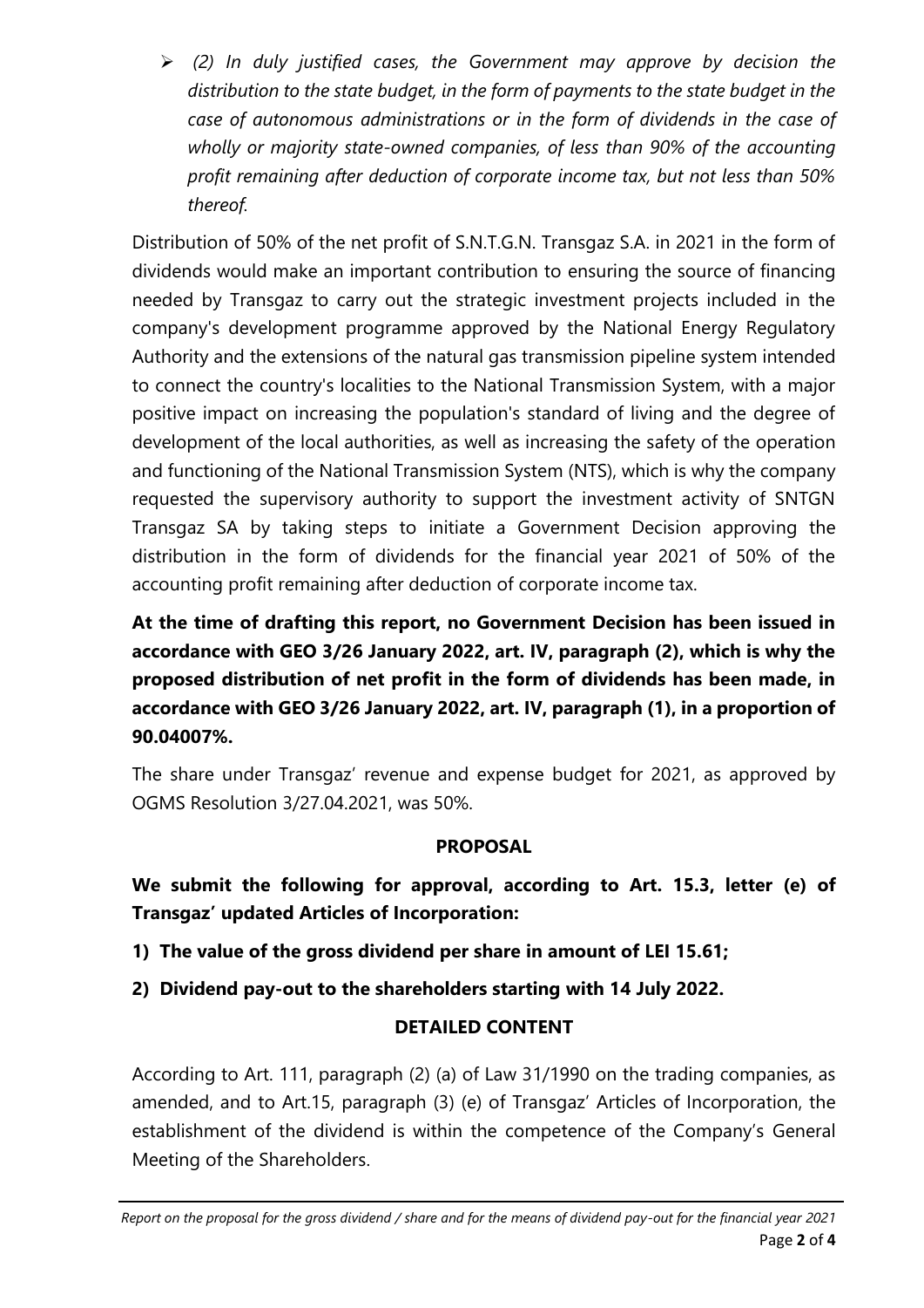- *(2) In duly justified cases, the Government may approve by decision the distribution to the state budget, in the form of payments to the state budget in the case of autonomous administrations or in the form of dividends in the case of wholly or majority state-owned companies, of less than 90% of the accounting profit remaining after deduction of corporate income tax, but not less than 50% thereof.*

Distribution of 50% of the net profit of S.N.T.G.N. Transgaz S.A. in 2021 in the form of dividends would make an important contribution to ensuring the source of financing needed by Transgaz to carry out the strategic investment projects included in the company's development programme approved by the National Energy Regulatory Authority and the extensions of the natural gas transmission pipeline system intended to connect the country's localities to the National Transmission System, with a major positive impact on increasing the population's standard of living and the degree of development of the local authorities, as well as increasing the safety of the operation and functioning of the National Transmission System (NTS), which is why the company requested the supervisory authority to support the investment activity of SNTGN Transgaz SA by taking steps to initiate a Government Decision approving the distribution in the form of dividends for the financial year 2021 of 50% of the accounting profit remaining after deduction of corporate income tax.

**At the time of drafting this report, no Government Decision has been issued in accordance with GEO 3/26 January 2022, art. IV, paragraph (2), which is why the proposed distribution of net profit in the form of dividends has been made, in accordance with GEO 3/26 January 2022, art. IV, paragraph (1), in a proportion of 90.04007%.**

The share under Transgaz' revenue and expense budget for 2021, as approved by OGMS Resolution 3/27.04.2021, was 50%.

## PROPOSAL

**We submit the following for approval, according to Art. 15.3, letter (e) of Transgaz' updated Articles of Incorporation:**

1) **The value of the gross dividend per share in amount of LEI 15.61;**
2) **Dividend pay-out to the shareholders starting with 14 July 2022.**

## DETAILED CONTENT

According to Art. 111, paragraph (2) (a) of Law 31/1990 on the trading companies, as amended, and to Art.15, paragraph (3) (e) of Transgaz' Articles of Incorporation, the establishment of the dividend is within the competence of the Company's General Meeting of the Shareholders.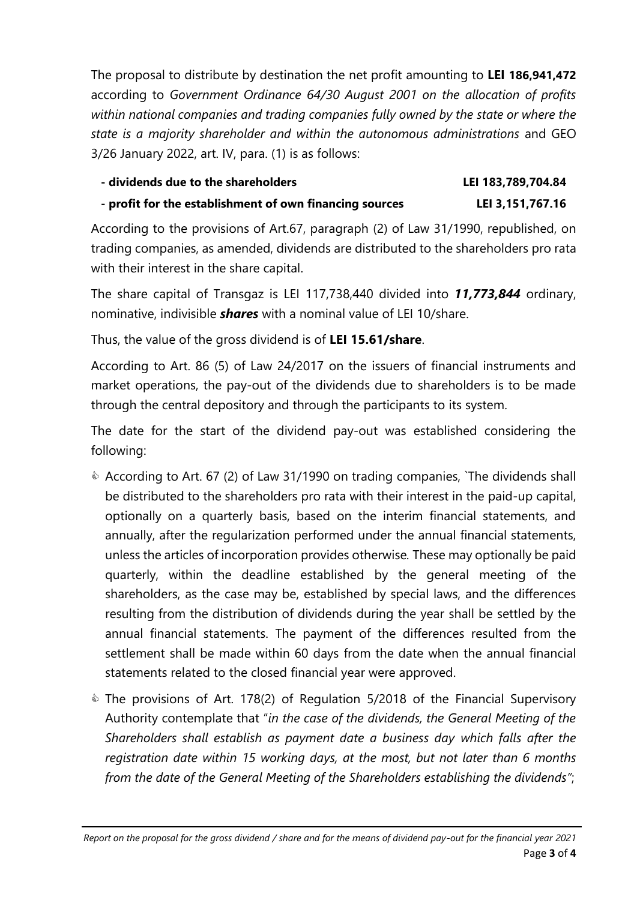The proposal to distribute by destination the net profit amounting to **LEI 186,941,472** according to *Government Ordinance 64/30 August 2001 on the allocation of profits within national companies and trading companies fully owned by the state or where the state is a majority shareholder and within the autonomous administrations* and GEO 3/26 January 2022, art. IV, para. (1) is as follows:

| | |
|---|---|
| **- dividends due to the shareholders** | **LEI 183,789,704.84** |
| **- profit for the establishment of own financing sources** | **LEI 3,151,767.16** |

According to the provisions of Art.67, paragraph (2) of Law 31/1990, republished, on trading companies, as amended, dividends are distributed to the shareholders pro rata with their interest in the share capital.

The share capital of Transgaz is LEI 117,738,440 divided into ***11,773,844*** ordinary, nominative, indivisible ***shares*** with a nominal value of LEI 10/share.

Thus, the value of the gross dividend is of **LEI 15.61/share**.

According to Art. 86 (5) of Law 24/2017 on the issuers of financial instruments and market operations, the pay-out of the dividends due to shareholders is to be made through the central depository and through the participants to its system.

The date for the start of the dividend pay-out was established considering the following:

- According to Art. 67 (2) of Law 31/1990 on trading companies, `The dividends shall be distributed to the shareholders pro rata with their interest in the paid-up capital, optionally on a quarterly basis, based on the interim financial statements, and annually, after the regularization performed under the annual financial statements, unless the articles of incorporation provides otherwise. These may optionally be paid quarterly, within the deadline established by the general meeting of the shareholders, as the case may be, established by special laws, and the differences resulting from the distribution of dividends during the year shall be settled by the annual financial statements. The payment of the differences resulted from the settlement shall be made within 60 days from the date when the annual financial statements related to the closed financial year were approved.
- The provisions of Art. 178(2) of Regulation 5/2018 of the Financial Supervisory Authority contemplate that "*in the case of the dividends, the General Meeting of the Shareholders shall establish as payment date a business day which falls after the registration date within 15 working days, at the most, but not later than 6 months from the date of the General Meeting of the Shareholders establishing the dividends*";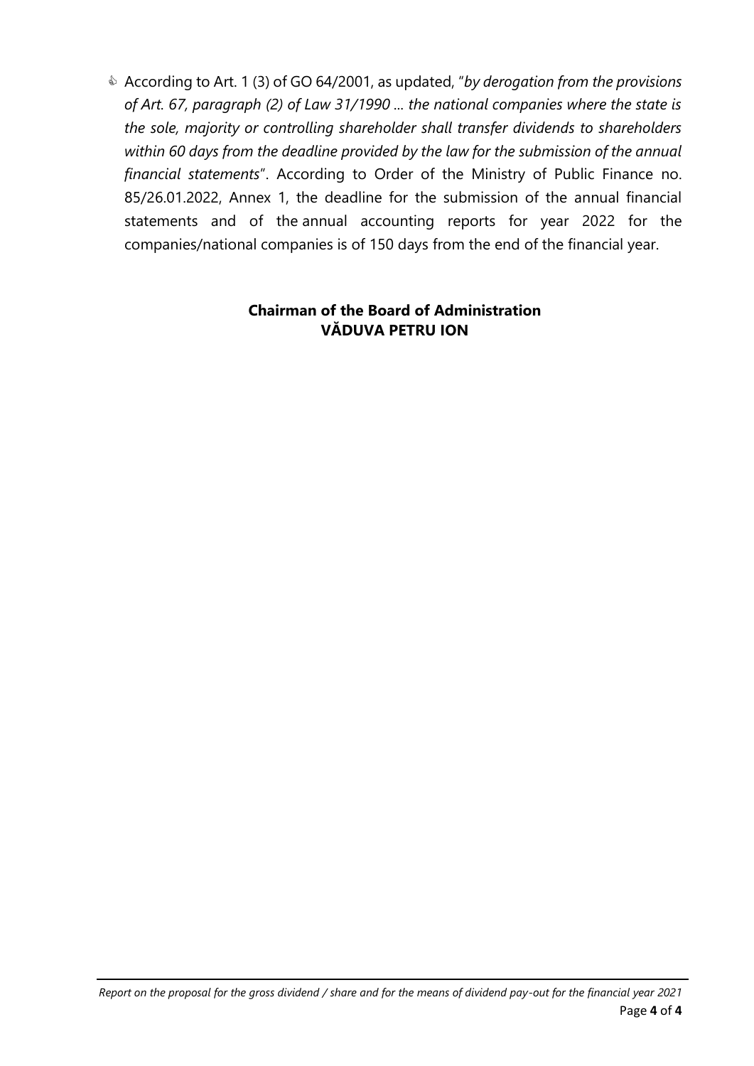- According to Art. 1 (3) of GO 64/2001, as updated, "*by derogation from the provisions of Art. 67, paragraph (2) of Law 31/1990 ... the national companies where the state is the sole, majority or controlling shareholder shall transfer dividends to shareholders within 60 days from the deadline provided by the law for the submission of the annual financial statements*". According to Order of the Ministry of Public Finance no. 85/26.01.2022, Annex 1, the deadline for the submission of the annual financial statements and of the annual accounting reports for year 2022 for the companies/national companies is of 150 days from the end of the financial year.

**Chairman of the Board of Administration**
**VĂDUVA PETRU ION**